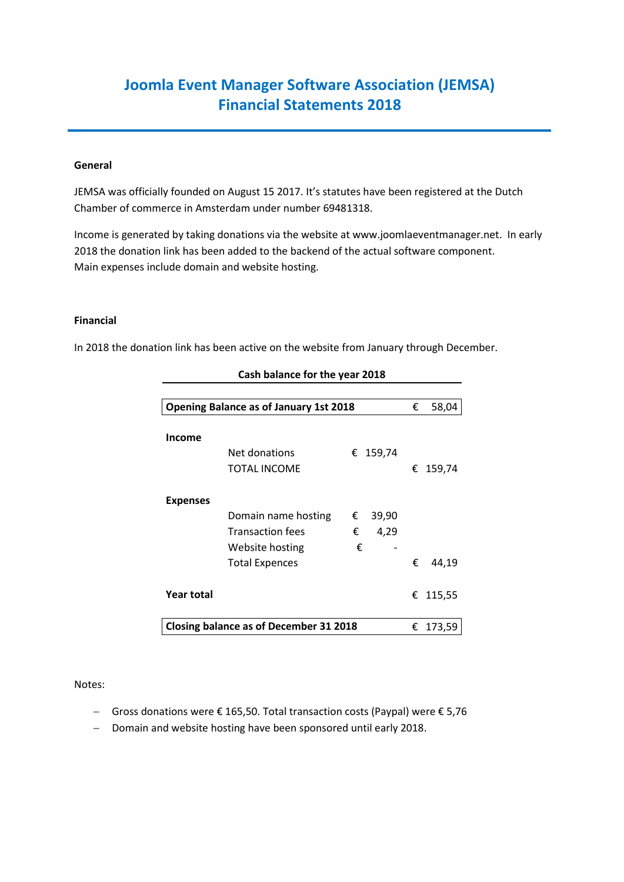# Joomla Event Manager Software Association (JEMSA)
# Financial Statements 2018

---

**General**

JEMSA was officially founded on August 15 2017. It's statutes have been registered at the Dutch Chamber of commerce in Amsterdam under number 69481318.

Income is generated by taking donations via the website at www.joomlaeventmanager.net. In early 2018 the donation link has been added to the backend of the actual software component. Main expenses include domain and website hosting.

**Financial**

In 2018 the donation link has been active on the website from January through December.

**Cash balance for the year 2018**

| | | | |
|---|---|---|---|
| **Opening Balance as of January 1st 2018** | | | € 58,04 |
| **Income** | | | |
| | Net donations | € 159,74 | |
| | TOTAL INCOME | | € 159,74 |
| **Expenses** | | | |
| | Domain name hosting | € 39,90 | |
| | Transaction fees | € 4,29 | |
| | Website hosting | € - | |
| | Total Expences | | € 44,19 |
| **Year total** | | | € 115,55 |
| **Closing balance as of December 31 2018** | | | € 173,59 |

Notes:

- Gross donations were € 165,50. Total transaction costs (Paypal) were € 5,76
- Domain and website hosting have been sponsored until early 2018.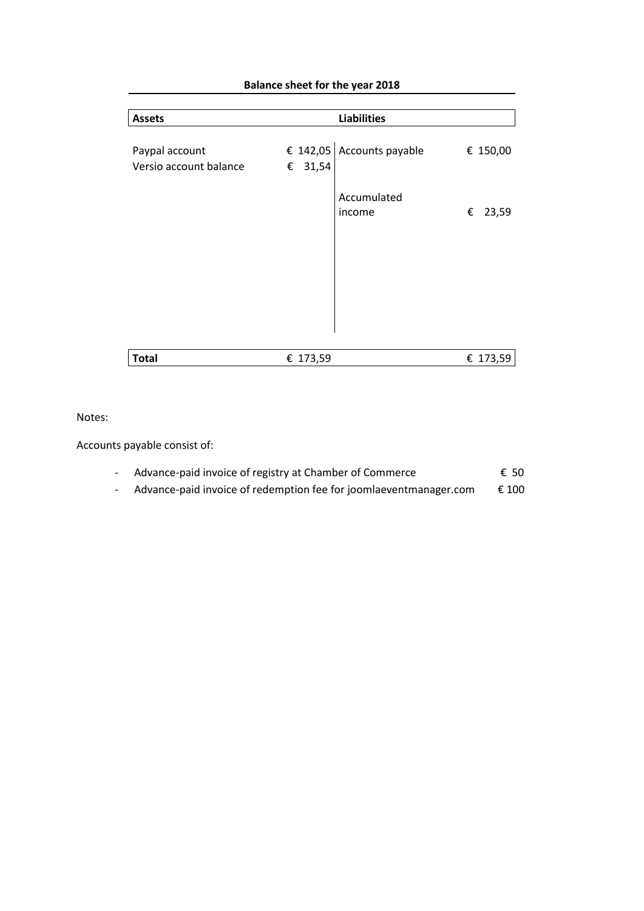**Balance sheet for the year 2018**

| Assets | | Liabilities | |
|---|---|---|---|
| Paypal account | € 142,05 | Accounts payable | € 150,00 |
| Versio account balance | € 31,54 | | |
| | | Accumulated income | € 23,59 |
| **Total** | € 173,59 | | € 173,59 |

Notes:

Accounts payable consist of:

- Advance-paid invoice of registry at Chamber of Commerce € 50
- Advance-paid invoice of redemption fee for joomlaeventmanager.com € 100